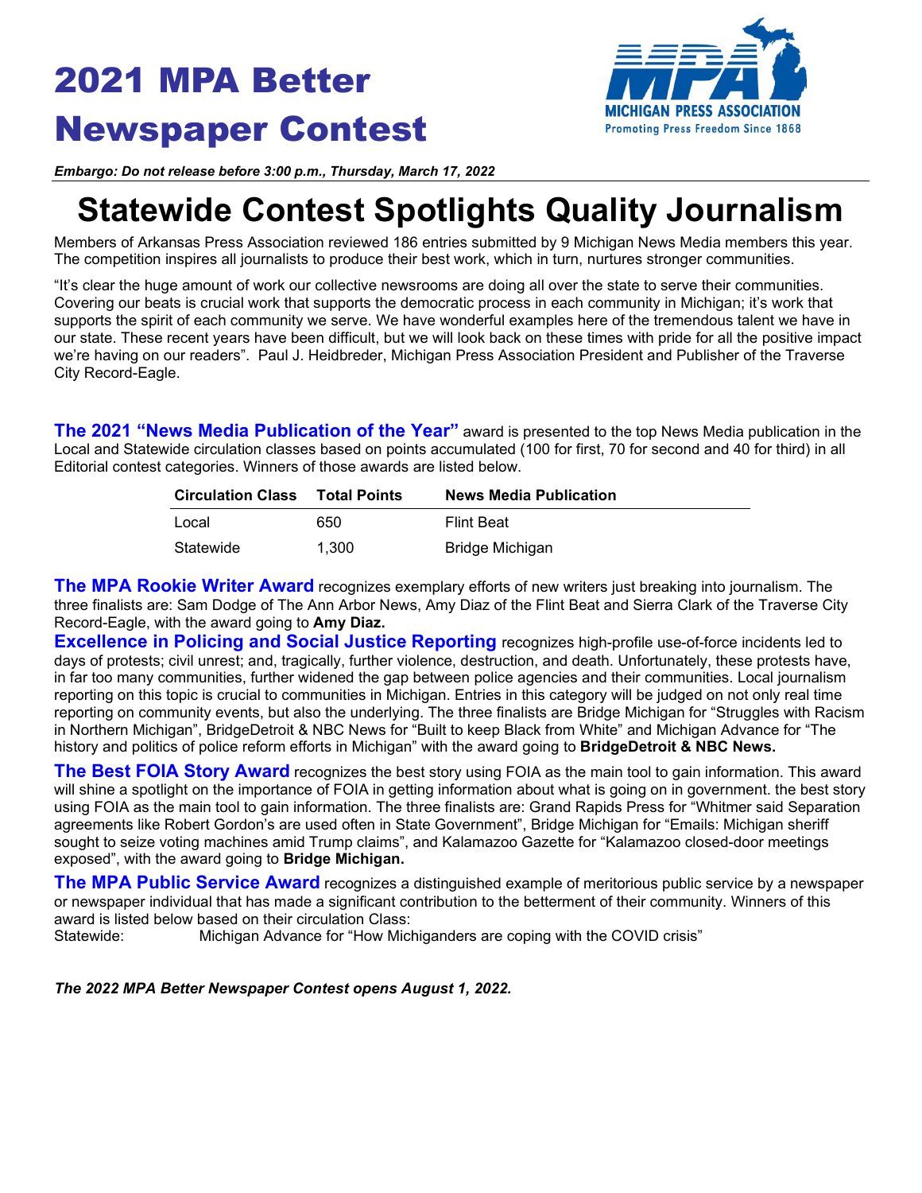# 2021 MPA Better Newspaper Contest

MICHIGAN PRESS ASSOCIATION
Promoting Press Freedom Since 1868

*Embargo: Do not release before 3:00 p.m., Thursday, March 17, 2022*

# Statewide Contest Spotlights Quality Journalism

Members of Arkansas Press Association reviewed 186 entries submitted by 9 Michigan News Media members this year. The competition inspires all journalists to produce their best work, which in turn, nurtures stronger communities.

"It's clear the huge amount of work our collective newsrooms are doing all over the state to serve their communities. Covering our beats is crucial work that supports the democratic process in each community in Michigan; it's work that supports the spirit of each community we serve. We have wonderful examples here of the tremendous talent we have in our state. These recent years have been difficult, but we will look back on these times with pride for all the positive impact we're having on our readers". Paul J. Heidbreder, Michigan Press Association President and Publisher of the Traverse City Record-Eagle.

**The 2021 "News Media Publication of the Year"** award is presented to the top News Media publication in the Local and Statewide circulation classes based on points accumulated (100 for first, 70 for second and 40 for third) in all Editorial contest categories. Winners of those awards are listed below.

| Circulation Class | Total Points | News Media Publication |
|---|---|---|
| Local | 650 | Flint Beat |
| Statewide | 1,300 | Bridge Michigan |

**The MPA Rookie Writer Award** recognizes exemplary efforts of new writers just breaking into journalism. The three finalists are: Sam Dodge of The Ann Arbor News, Amy Diaz of the Flint Beat and Sierra Clark of the Traverse City Record-Eagle, with the award going to **Amy Diaz.**

**Excellence in Policing and Social Justice Reporting** recognizes high-profile use-of-force incidents led to days of protests; civil unrest; and, tragically, further violence, destruction, and death. Unfortunately, these protests have, in far too many communities, further widened the gap between police agencies and their communities. Local journalism reporting on this topic is crucial to communities in Michigan. Entries in this category will be judged on not only real time reporting on community events, but also the underlying. The three finalists are Bridge Michigan for "Struggles with Racism in Northern Michigan", BridgeDetroit & NBC News for "Built to keep Black from White" and Michigan Advance for "The history and politics of police reform efforts in Michigan" with the award going to **BridgeDetroit & NBC News.**

**The Best FOIA Story Award** recognizes the best story using FOIA as the main tool to gain information. This award will shine a spotlight on the importance of FOIA in getting information about what is going on in government. the best story using FOIA as the main tool to gain information. The three finalists are: Grand Rapids Press for "Whitmer said Separation agreements like Robert Gordon's are used often in State Government", Bridge Michigan for "Emails: Michigan sheriff sought to seize voting machines amid Trump claims", and Kalamazoo Gazette for "Kalamazoo closed-door meetings exposed", with the award going to **Bridge Michigan.**

**The MPA Public Service Award** recognizes a distinguished example of meritorious public service by a newspaper or newspaper individual that has made a significant contribution to the betterment of their community. Winners of this award is listed below based on their circulation Class:
Statewide: Michigan Advance for "How Michiganders are coping with the COVID crisis"

***The 2022 MPA Better Newspaper Contest opens August 1, 2022.***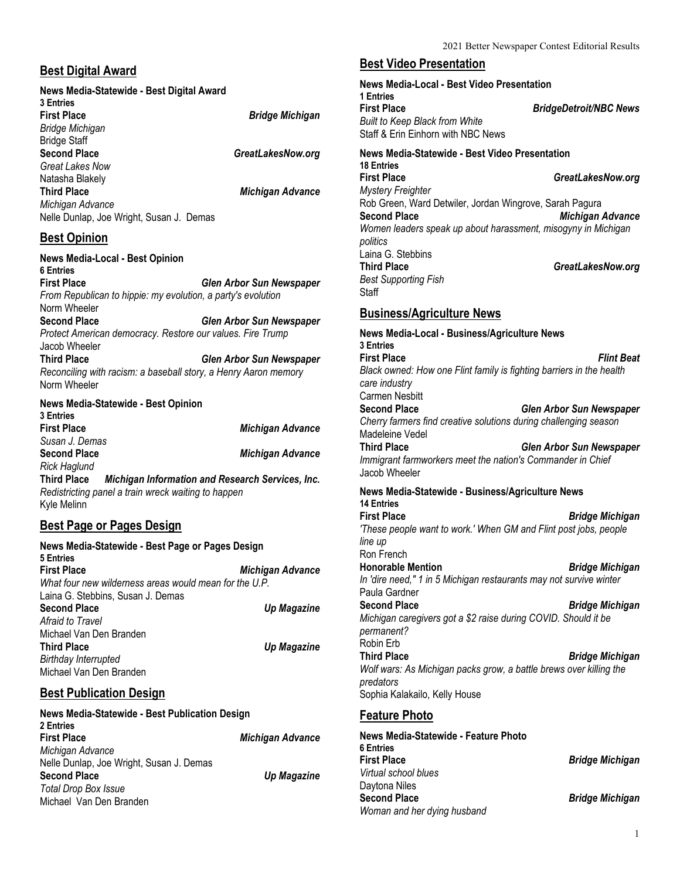## Best Digital Award

**News Media-Statewide - Best Digital Award**
**3 Entries**

**First Place** — ***Bridge Michigan***
*Bridge Michigan*
Bridge Staff

**Second Place** — ***GreatLakesNow.org***
*Great Lakes Now*
Natasha Blakely

**Third Place** — ***Michigan Advance***
*Michigan Advance*
Nelle Dunlap, Joe Wright, Susan J. Demas

## Best Opinion

**News Media-Local - Best Opinion**
**6 Entries**

**First Place** — ***Glen Arbor Sun Newspaper***
*From Republican to hippie: my evolution, a party's evolution*
Norm Wheeler

**Second Place** — ***Glen Arbor Sun Newspaper***
*Protect American democracy. Restore our values. Fire Trump*
Jacob Wheeler

**Third Place** — ***Glen Arbor Sun Newspaper***
*Reconciling with racism: a baseball story, a Henry Aaron memory*
Norm Wheeler

**News Media-Statewide - Best Opinion**
**3 Entries**

**First Place** — ***Michigan Advance***
*Susan J. Demas*

**Second Place** — ***Michigan Advance***
*Rick Haglund*

**Third Place** — ***Michigan Information and Research Services, Inc.***
*Redistricting panel a train wreck waiting to happen*
Kyle Melinn

## Best Page or Pages Design

**News Media-Statewide - Best Page or Pages Design**
**5 Entries**

**First Place** — ***Michigan Advance***
*What four new wilderness areas would mean for the U.P.*
Laina G. Stebbins, Susan J. Demas

**Second Place** — ***Up Magazine***
*Afraid to Travel*
Michael Van Den Branden

**Third Place** — ***Up Magazine***
*Birthday Interrupted*
Michael Van Den Branden

## Best Publication Design

**News Media-Statewide - Best Publication Design**
**2 Entries**

**First Place** — ***Michigan Advance***
*Michigan Advance*
Nelle Dunlap, Joe Wright, Susan J. Demas

**Second Place** — ***Up Magazine***
*Total Drop Box Issue*
Michael Van Den Branden

## Best Video Presentation

**News Media-Local - Best Video Presentation**
**1 Entries**

**First Place** — ***BridgeDetroit/NBC News***
*Built to Keep Black from White*
Staff & Erin Einhorn with NBC News

**News Media-Statewide - Best Video Presentation**
**18 Entries**

**First Place** — ***GreatLakesNow.org***
*Mystery Freighter*
Rob Green, Ward Detwiler, Jordan Wingrove, Sarah Pagura

**Second Place** — ***Michigan Advance***
*Women leaders speak up about harassment, misogyny in Michigan politics*
Laina G. Stebbins

**Third Place** — ***GreatLakesNow.org***
*Best Supporting Fish*
Staff

## Business/Agriculture News

**News Media-Local - Business/Agriculture News**
**3 Entries**

**First Place** — ***Flint Beat***
*Black owned: How one Flint family is fighting barriers in the health care industry*
Carmen Nesbitt

**Second Place** — ***Glen Arbor Sun Newspaper***
*Cherry farmers find creative solutions during challenging season*
Madeleine Vedel

**Third Place** — ***Glen Arbor Sun Newspaper***
*Immigrant farmworkers meet the nation's Commander in Chief*
Jacob Wheeler

**News Media-Statewide - Business/Agriculture News**
**14 Entries**

**First Place** — ***Bridge Michigan***
*'These people want to work.' When GM and Flint post jobs, people line up*
Ron French

**Honorable Mention** — ***Bridge Michigan***
*In 'dire need," 1 in 5 Michigan restaurants may not survive winter*
Paula Gardner

**Second Place** — ***Bridge Michigan***
*Michigan caregivers got a $2 raise during COVID. Should it be permanent?*
Robin Erb

**Third Place** — ***Bridge Michigan***
*Wolf wars: As Michigan packs grow, a battle brews over killing the predators*
Sophia Kalakailo, Kelly House

## Feature Photo

**News Media-Statewide - Feature Photo**
**6 Entries**

**First Place** — ***Bridge Michigan***
*Virtual school blues*
Daytona Niles

**Second Place** — ***Bridge Michigan***
*Woman and her dying husband*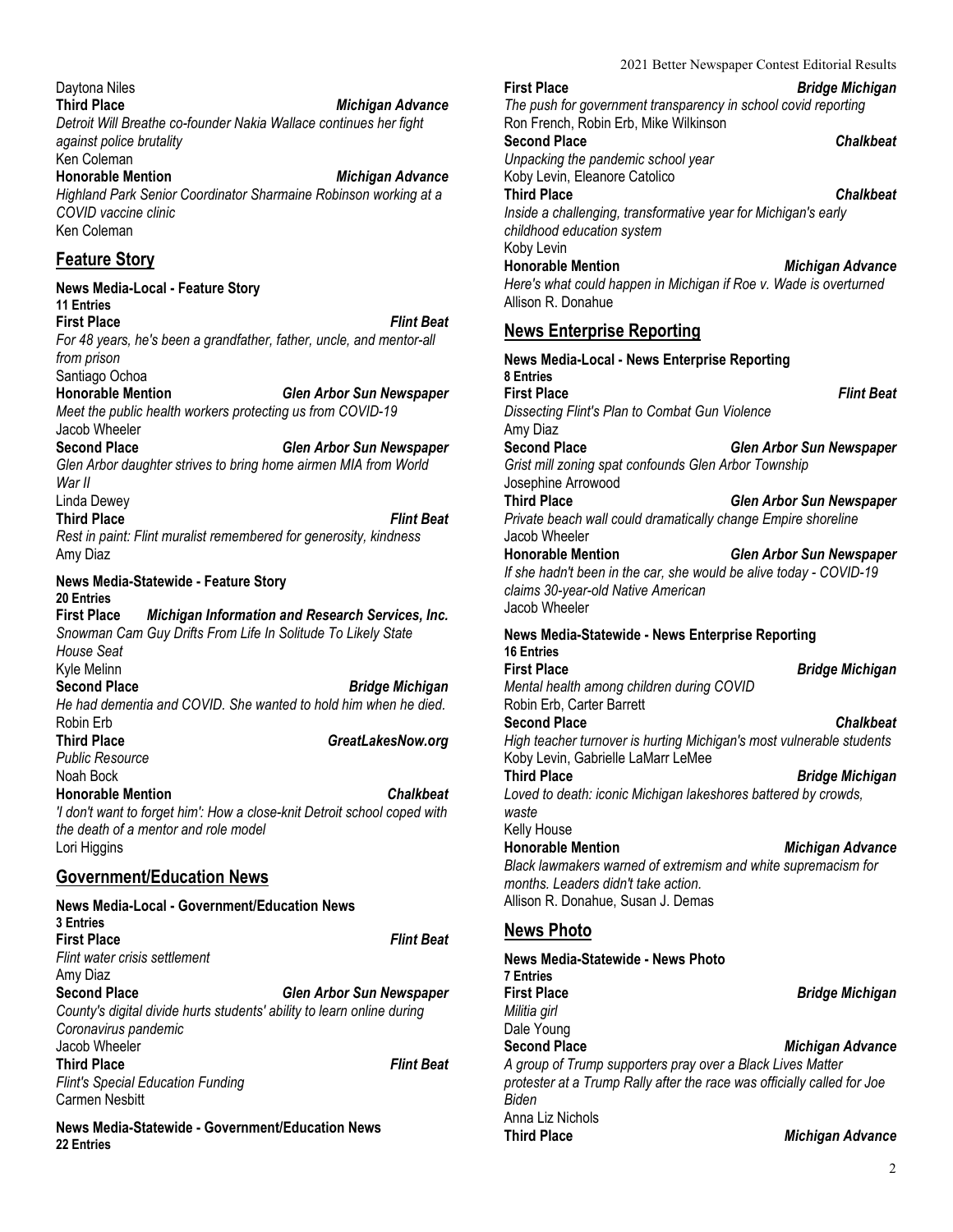Daytona Niles

**Third Place** — ***Michigan Advance***

*Detroit Will Breathe co-founder Nakia Wallace continues her fight against police brutality*

Ken Coleman

**Honorable Mention** — ***Michigan Advance***

*Highland Park Senior Coordinator Sharmaine Robinson working at a COVID vaccine clinic*

Ken Coleman

## Feature Story

**News Media-Local - Feature Story**
**11 Entries**

**First Place** — ***Flint Beat***

*For 48 years, he's been a grandfather, father, uncle, and mentor-all from prison*

Santiago Ochoa

**Honorable Mention** — ***Glen Arbor Sun Newspaper***

*Meet the public health workers protecting us from COVID-19*

Jacob Wheeler

**Second Place** — ***Glen Arbor Sun Newspaper***

*Glen Arbor daughter strives to bring home airmen MIA from World War II*

Linda Dewey

**Third Place** — ***Flint Beat***

*Rest in paint: Flint muralist remembered for generosity, kindness*

Amy Diaz

**News Media-Statewide - Feature Story**
**20 Entries**

**First Place** — ***Michigan Information and Research Services, Inc.***

*Snowman Cam Guy Drifts From Life In Solitude To Likely State House Seat*

Kyle Melinn

**Second Place** — ***Bridge Michigan***

*He had dementia and COVID. She wanted to hold him when he died.*

Robin Erb

**Third Place** — ***GreatLakesNow.org***

*Public Resource*

Noah Bock

**Honorable Mention** — ***Chalkbeat***

*'I don't want to forget him': How a close-knit Detroit school coped with the death of a mentor and role model*

Lori Higgins

## Government/Education News

**News Media-Local - Government/Education News**
**3 Entries**

**First Place** — ***Flint Beat***

*Flint water crisis settlement*

Amy Diaz

**Second Place** — ***Glen Arbor Sun Newspaper***

*County's digital divide hurts students' ability to learn online during Coronavirus pandemic*

Jacob Wheeler

**Third Place** — ***Flint Beat***

*Flint's Special Education Funding*

Carmen Nesbitt

**News Media-Statewide - Government/Education News**
**22 Entries**

**First Place** — ***Bridge Michigan***

*The push for government transparency in school covid reporting*

Ron French, Robin Erb, Mike Wilkinson

**Second Place** — ***Chalkbeat***

*Unpacking the pandemic school year*

Koby Levin, Eleanore Catolico

**Third Place** — ***Chalkbeat***

*Inside a challenging, transformative year for Michigan's early childhood education system*

Koby Levin

**Honorable Mention** — ***Michigan Advance***

*Here's what could happen in Michigan if Roe v. Wade is overturned*

Allison R. Donahue

## News Enterprise Reporting

**News Media-Local - News Enterprise Reporting**
**8 Entries**

**First Place** — ***Flint Beat***

*Dissecting Flint's Plan to Combat Gun Violence*

Amy Diaz

**Second Place** — ***Glen Arbor Sun Newspaper***

*Grist mill zoning spat confounds Glen Arbor Township*

Josephine Arrowood

**Third Place** — ***Glen Arbor Sun Newspaper***

*Private beach wall could dramatically change Empire shoreline*

Jacob Wheeler

**Honorable Mention** — ***Glen Arbor Sun Newspaper***

*If she hadn't been in the car, she would be alive today - COVID-19 claims 30-year-old Native American*

Jacob Wheeler

**News Media-Statewide - News Enterprise Reporting**
**16 Entries**

**First Place** — ***Bridge Michigan***

*Mental health among children during COVID*

Robin Erb, Carter Barrett

**Second Place** — ***Chalkbeat***

*High teacher turnover is hurting Michigan's most vulnerable students*

Koby Levin, Gabrielle LaMarr LeMee

**Third Place** — ***Bridge Michigan***

*Loved to death: iconic Michigan lakeshores battered by crowds, waste*

Kelly House

**Honorable Mention** — ***Michigan Advance***

*Black lawmakers warned of extremism and white supremacism for months. Leaders didn't take action.*

Allison R. Donahue, Susan J. Demas

## News Photo

**News Media-Statewide - News Photo**
**7 Entries**

**First Place** — ***Bridge Michigan***

*Militia girl*

Dale Young

**Second Place** — ***Michigan Advance***

*A group of Trump supporters pray over a Black Lives Matter protester at a Trump Rally after the race was officially called for Joe Biden*

Anna Liz Nichols

**Third Place** — ***Michigan Advance***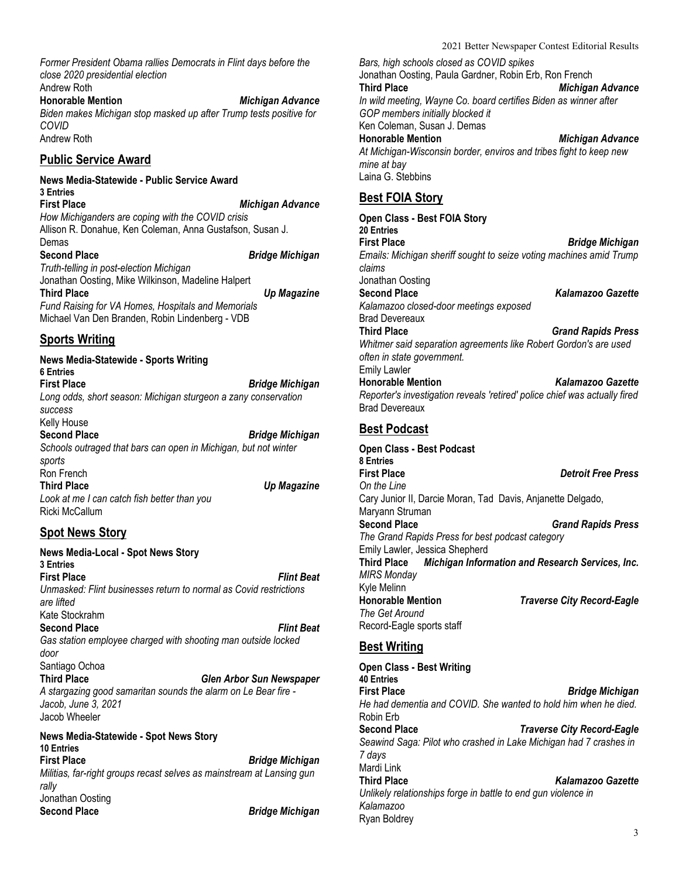*Former President Obama rallies Democrats in Flint days before the close 2020 presidential election*
Andrew Roth

**Honorable Mention** ***Michigan Advance***
*Biden makes Michigan stop masked up after Trump tests positive for COVID*
Andrew Roth

## Public Service Award

**News Media-Statewide - Public Service Award**
**3 Entries**

**First Place** ***Michigan Advance***
*How Michiganders are coping with the COVID crisis*
Allison R. Donahue, Ken Coleman, Anna Gustafson, Susan J. Demas

**Second Place** ***Bridge Michigan***
*Truth-telling in post-election Michigan*
Jonathan Oosting, Mike Wilkinson, Madeline Halpert

**Third Place** ***Up Magazine***
*Fund Raising for VA Homes, Hospitals and Memorials*
Michael Van Den Branden, Robin Lindenberg - VDB

## Sports Writing

**News Media-Statewide - Sports Writing**
**6 Entries**

**First Place** ***Bridge Michigan***
*Long odds, short season: Michigan sturgeon a zany conservation success*
Kelly House

**Second Place** ***Bridge Michigan***
*Schools outraged that bars can open in Michigan, but not winter sports*
Ron French

**Third Place** ***Up Magazine***
*Look at me I can catch fish better than you*
Ricki McCallum

## Spot News Story

**News Media-Local - Spot News Story**
**3 Entries**

**First Place** ***Flint Beat***
*Unmasked: Flint businesses return to normal as Covid restrictions are lifted*
Kate Stockrahm

**Second Place** ***Flint Beat***
*Gas station employee charged with shooting man outside locked door*
Santiago Ochoa

**Third Place** ***Glen Arbor Sun Newspaper***
*A stargazing good samaritan sounds the alarm on Le Bear fire - Jacob, June 3, 2021*
Jacob Wheeler

**News Media-Statewide - Spot News Story**
**10 Entries**

**First Place** ***Bridge Michigan***
*Militias, far-right groups recast selves as mainstream at Lansing gun rally*
Jonathan Oosting

**Second Place** ***Bridge Michigan***
*Bars, high schools closed as COVID spikes*
Jonathan Oosting, Paula Gardner, Robin Erb, Ron French

**Third Place** ***Michigan Advance***
*In wild meeting, Wayne Co. board certifies Biden as winner after GOP members initially blocked it*
Ken Coleman, Susan J. Demas

**Honorable Mention** ***Michigan Advance***
*At Michigan-Wisconsin border, enviros and tribes fight to keep new mine at bay*
Laina G. Stebbins

## Best FOIA Story

**Open Class - Best FOIA Story**
**20 Entries**

**First Place** ***Bridge Michigan***
*Emails: Michigan sheriff sought to seize voting machines amid Trump claims*
Jonathan Oosting

**Second Place** ***Kalamazoo Gazette***
*Kalamazoo closed-door meetings exposed*
Brad Devereaux

**Third Place** ***Grand Rapids Press***
*Whitmer said separation agreements like Robert Gordon's are used often in state government.*
Emily Lawler

**Honorable Mention** ***Kalamazoo Gazette***
*Reporter's investigation reveals 'retired' police chief was actually fired*
Brad Devereaux

## Best Podcast

**Open Class - Best Podcast**
**8 Entries**

**First Place** ***Detroit Free Press***
*On the Line*
Cary Junior II, Darcie Moran, Tad Davis, Anjanette Delgado, Maryann Struman

**Second Place** ***Grand Rapids Press***
*The Grand Rapids Press for best podcast category*
Emily Lawler, Jessica Shepherd

**Third Place** ***Michigan Information and Research Services, Inc.***
*MIRS Monday*
Kyle Melinn

**Honorable Mention** ***Traverse City Record-Eagle***
*The Get Around*
Record-Eagle sports staff

## Best Writing

**Open Class - Best Writing**
**40 Entries**

**First Place** ***Bridge Michigan***
*He had dementia and COVID. She wanted to hold him when he died.*
Robin Erb

**Second Place** ***Traverse City Record-Eagle***
*Seawind Saga: Pilot who crashed in Lake Michigan had 7 crashes in 7 days*
Mardi Link

**Third Place** ***Kalamazoo Gazette***
*Unlikely relationships forge in battle to end gun violence in Kalamazoo*
Ryan Boldrey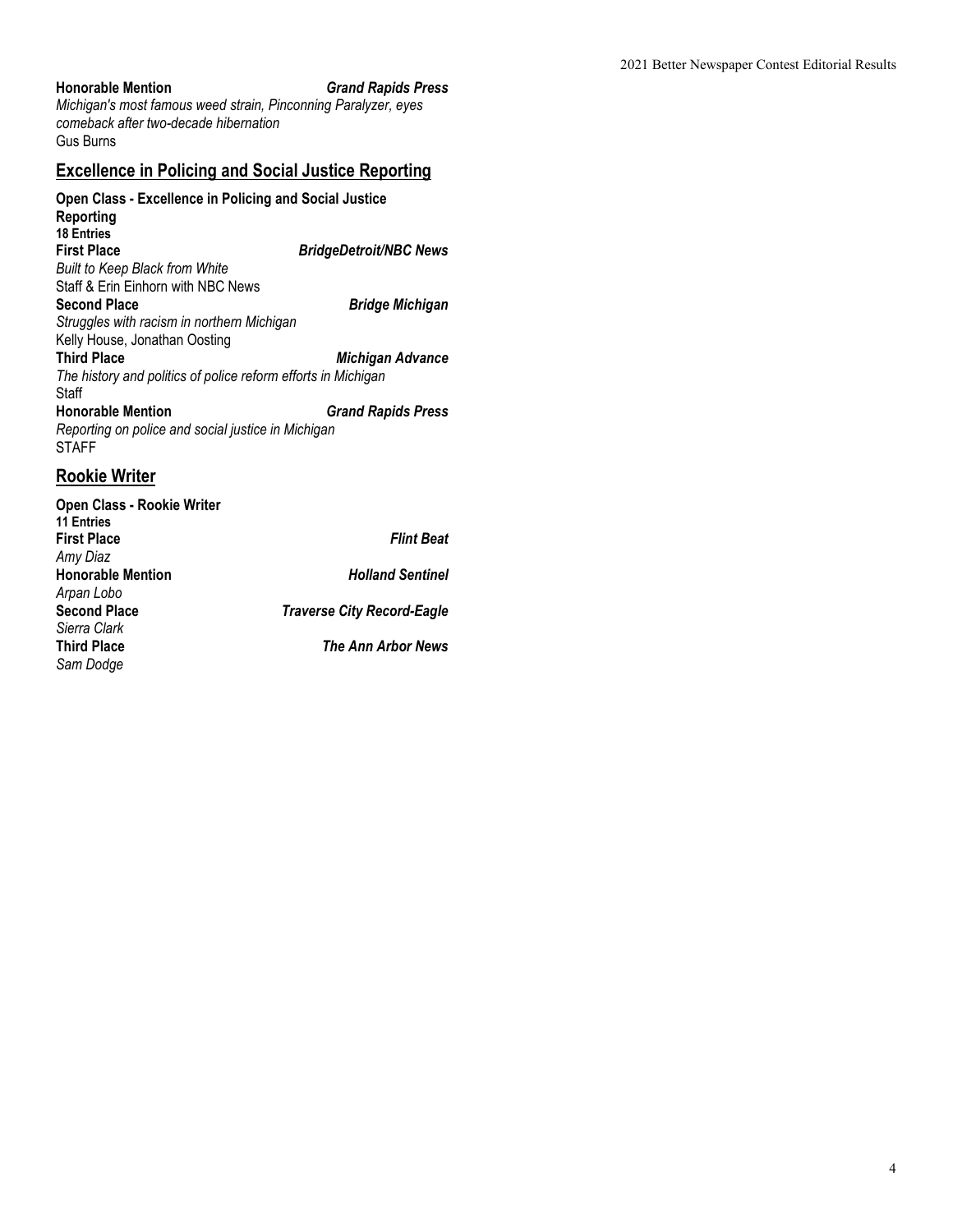**Honorable Mention** ***Grand Rapids Press***
*Michigan's most famous weed strain, Pinconning Paralyzer, eyes comeback after two-decade hibernation*
Gus Burns

## Excellence in Policing and Social Justice Reporting

**Open Class - Excellence in Policing and Social Justice Reporting**
**18 Entries**

**First Place** ***BridgeDetroit/NBC News***
*Built to Keep Black from White*
Staff & Erin Einhorn with NBC News

**Second Place** ***Bridge Michigan***
*Struggles with racism in northern Michigan*
Kelly House, Jonathan Oosting

**Third Place** ***Michigan Advance***
*The history and politics of police reform efforts in Michigan*
Staff

**Honorable Mention** ***Grand Rapids Press***
*Reporting on police and social justice in Michigan*
STAFF

## Rookie Writer

**Open Class - Rookie Writer**
**11 Entries**

**First Place** ***Flint Beat***
*Amy Diaz*

**Honorable Mention** ***Holland Sentinel***
*Arpan Lobo*

**Second Place** ***Traverse City Record-Eagle***
*Sierra Clark*

**Third Place** ***The Ann Arbor News***
*Sam Dodge*